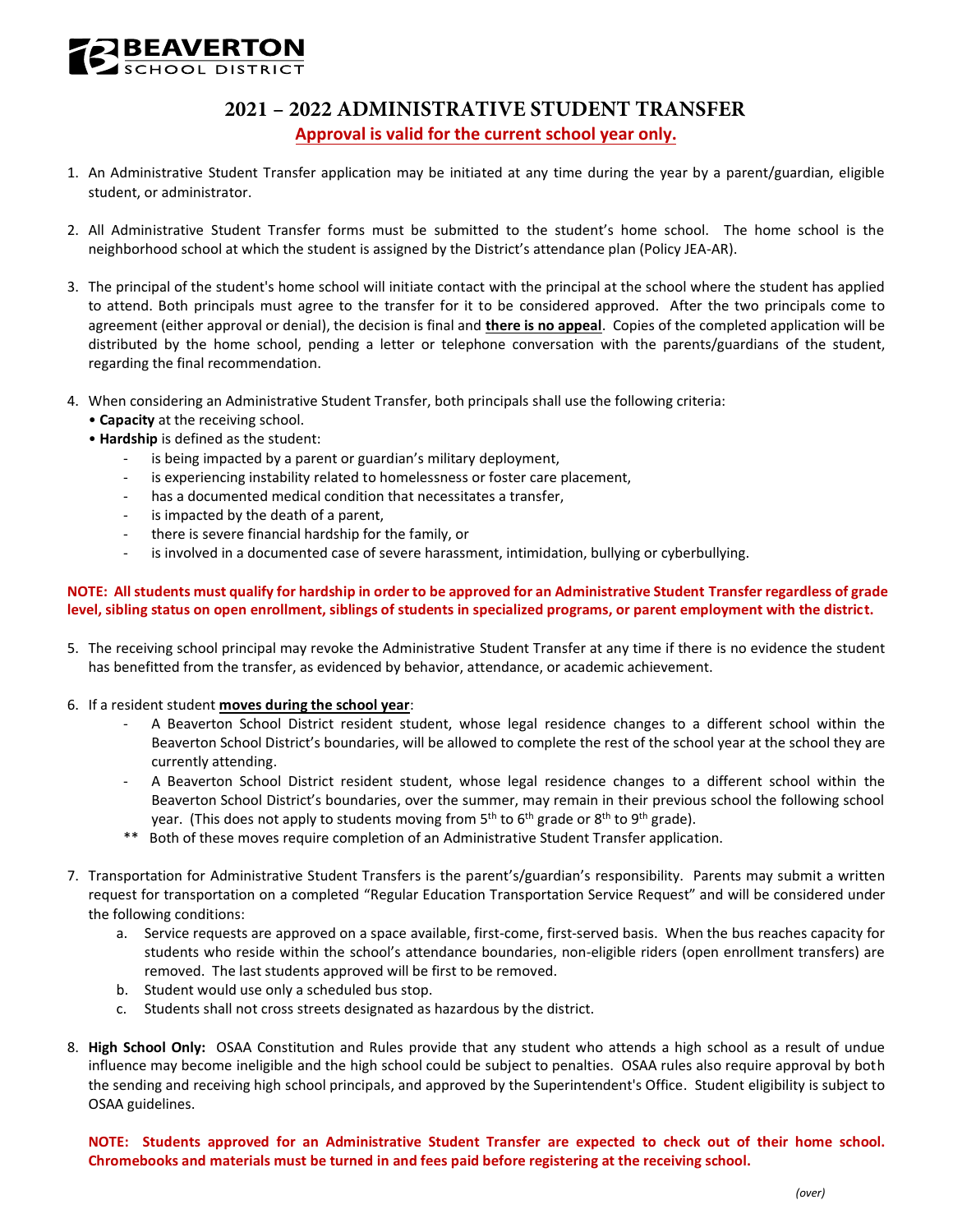BEAVERTON SCHOOL DISTRICT

# 2021 – 2022 ADMINISTRATIVE STUDENT TRANSFER

**Approval is valid for the current school year only.**

1. An Administrative Student Transfer application may be initiated at any time during the year by a parent/guardian, eligible student, or administrator.

2. All Administrative Student Transfer forms must be submitted to the student's home school. The home school is the neighborhood school at which the student is assigned by the District's attendance plan (Policy JEA-AR).

3. The principal of the student's home school will initiate contact with the principal at the school where the student has applied to attend. Both principals must agree to the transfer for it to be considered approved. After the two principals come to agreement (either approval or denial), the decision is final and **there is no appeal**. Copies of the completed application will be distributed by the home school, pending a letter or telephone conversation with the parents/guardians of the student, regarding the final recommendation.

4. When considering an Administrative Student Transfer, both principals shall use the following criteria:
   - **Capacity** at the receiving school.
   - **Hardship** is defined as the student:
     - is being impacted by a parent or guardian's military deployment,
     - is experiencing instability related to homelessness or foster care placement,
     - has a documented medical condition that necessitates a transfer,
     - is impacted by the death of a parent,
     - there is severe financial hardship for the family, or
     - is involved in a documented case of severe harassment, intimidation, bullying or cyberbullying.

**NOTE: All students must qualify for hardship in order to be approved for an Administrative Student Transfer regardless of grade level, sibling status on open enrollment, siblings of students in specialized programs, or parent employment with the district.**

5. The receiving school principal may revoke the Administrative Student Transfer at any time if there is no evidence the student has benefitted from the transfer, as evidenced by behavior, attendance, or academic achievement.

6. If a resident student **moves during the school year**:
   - A Beaverton School District resident student, whose legal residence changes to a different school within the Beaverton School District's boundaries, will be allowed to complete the rest of the school year at the school they are currently attending.
   - A Beaverton School District resident student, whose legal residence changes to a different school within the Beaverton School District's boundaries, over the summer, may remain in their previous school the following school year. (This does not apply to students moving from 5th to 6th grade or 8th to 9th grade).

   ** Both of these moves require completion of an Administrative Student Transfer application.

7. Transportation for Administrative Student Transfers is the parent's/guardian's responsibility. Parents may submit a written request for transportation on a completed "Regular Education Transportation Service Request" and will be considered under the following conditions:
   a. Service requests are approved on a space available, first-come, first-served basis. When the bus reaches capacity for students who reside within the school's attendance boundaries, non-eligible riders (open enrollment transfers) are removed. The last students approved will be first to be removed.
   b. Student would use only a scheduled bus stop.
   c. Students shall not cross streets designated as hazardous by the district.

8. **High School Only:** OSAA Constitution and Rules provide that any student who attends a high school as a result of undue influence may become ineligible and the high school could be subject to penalties. OSAA rules also require approval by both the sending and receiving high school principals, and approved by the Superintendent's Office. Student eligibility is subject to OSAA guidelines.

**NOTE: Students approved for an Administrative Student Transfer are expected to check out of their home school. Chromebooks and materials must be turned in and fees paid before registering at the receiving school.**

*(over)*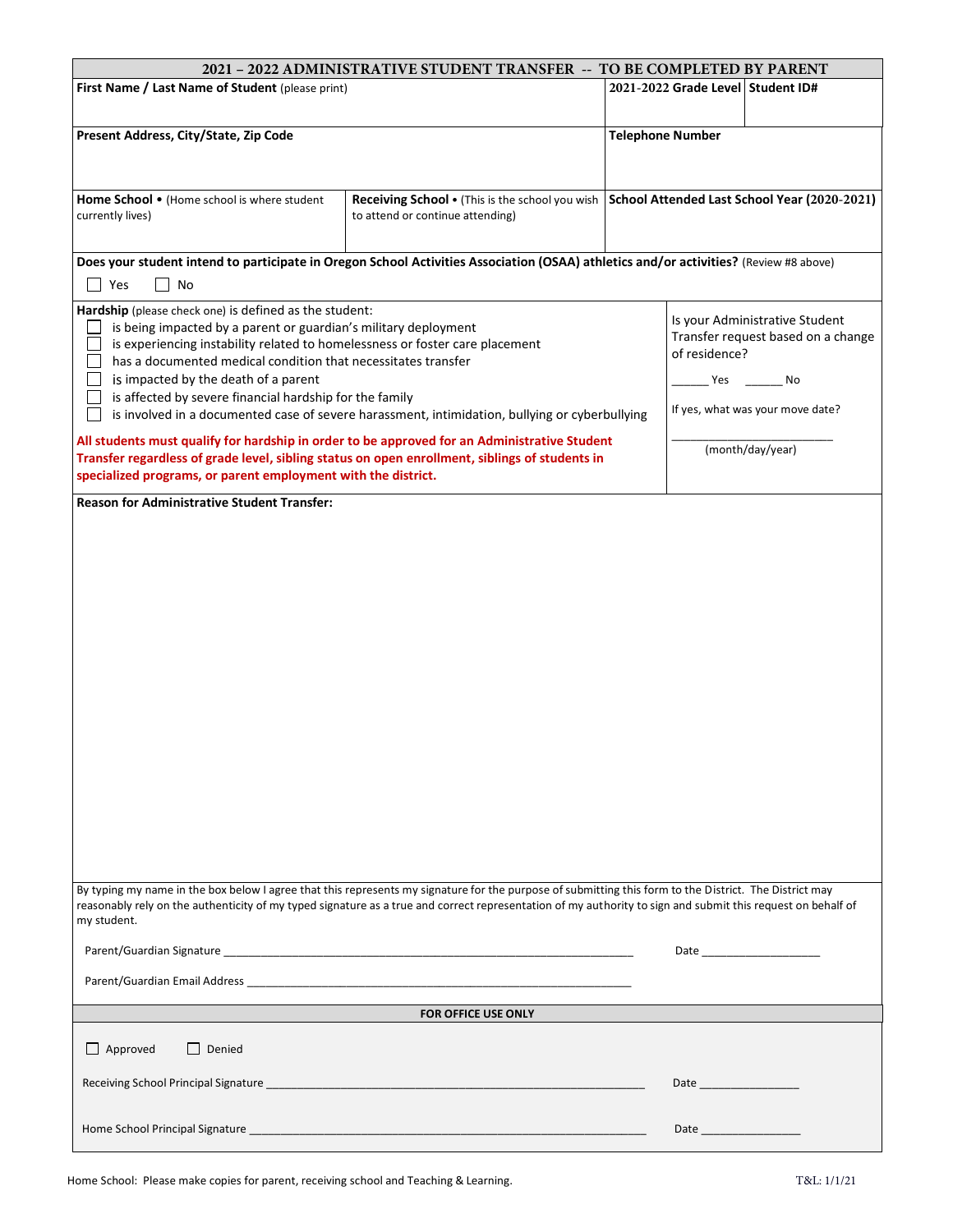# 2021 – 2022 ADMINISTRATIVE STUDENT TRANSFER -- TO BE COMPLETED BY PARENT

| | | | |
|---|---|---|---|
| **First Name / Last Name of Student** (please print) | | **2021-2022 Grade Level** | **Student ID#** |
| **Present Address, City/State, Zip Code** | | **Telephone Number** | |
| **Home School** • (Home school is where student currently lives) | **Receiving School** • (This is the school you wish to attend or continue attending) | **School Attended Last School Year (2020-2021)** | |

**Does your student intend to participate in Oregon School Activities Association (OSAA) athletics and/or activities?** (Review #8 above)

☐ Yes ☐ No

**Hardship** (please check one) is defined as the student:

- ☐ is being impacted by a parent or guardian's military deployment
- ☐ is experiencing instability related to homelessness or foster care placement
- ☐ has a documented medical condition that necessitates transfer
- ☐ is impacted by the death of a parent
- ☐ is affected by severe financial hardship for the family
- ☐ is involved in a documented case of severe harassment, intimidation, bullying or cyberbullying

**All students must qualify for hardship in order to be approved for an Administrative Student Transfer regardless of grade level, sibling status on open enrollment, siblings of students in specialized programs, or parent employment with the district.**

Is your Administrative Student Transfer request based on a change of residence?

______ Yes ______ No

If yes, what was your move date?

__________________________
(month/day/year)

**Reason for Administrative Student Transfer:**

By typing my name in the box below I agree that this represents my signature for the purpose of submitting this form to the District. The District may reasonably rely on the authenticity of my typed signature as a true and correct representation of my authority to sign and submit this request on behalf of my student.

Parent/Guardian Signature ____________________________________________ Date ____________________

Parent/Guardian Email Address ____________________________________________

**FOR OFFICE USE ONLY**

☐ Approved ☐ Denied

Receiving School Principal Signature ____________________________________________ Date ________________

Home School Principal Signature ____________________________________________ Date ________________

Home School: Please make copies for parent, receiving school and Teaching & Learning.

T&L: 1/1/21